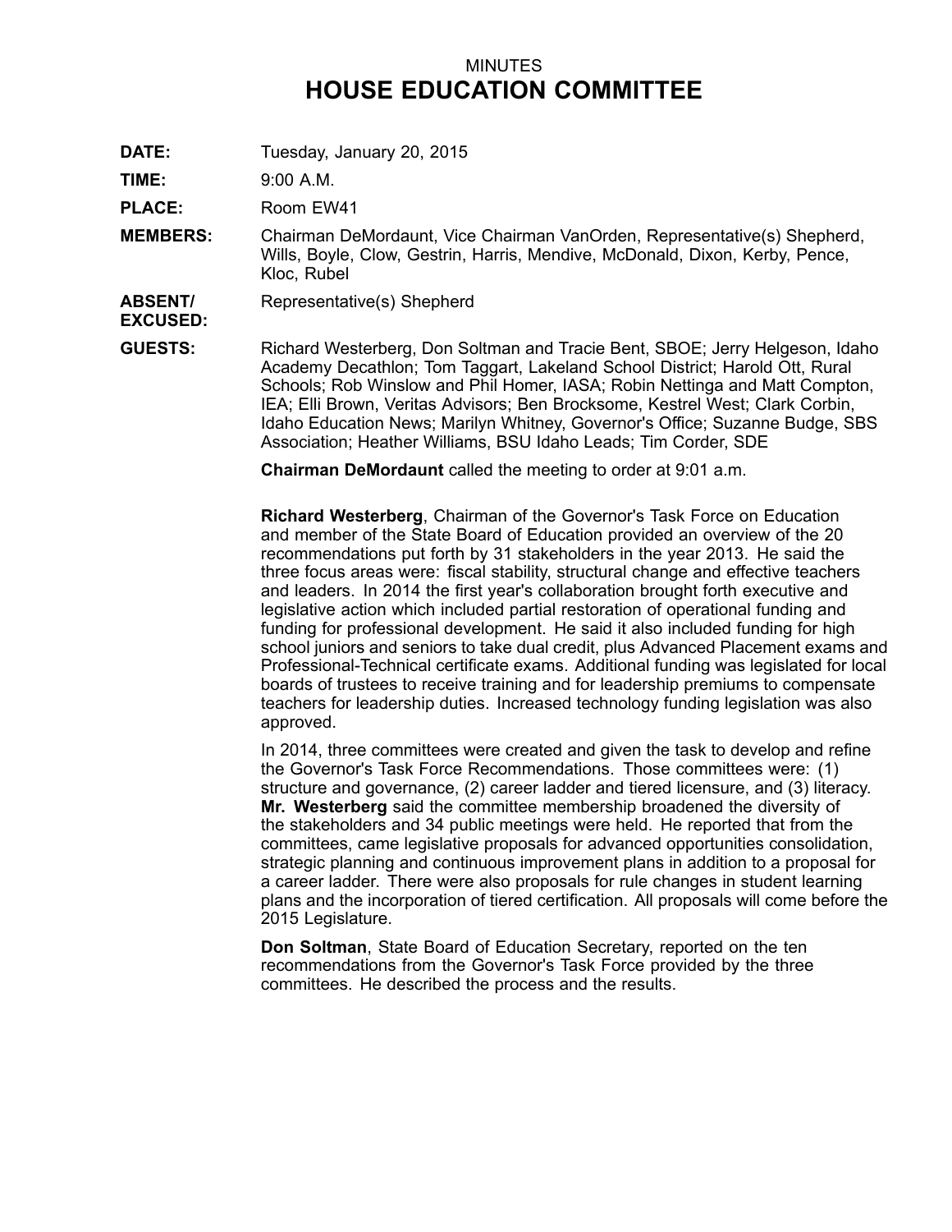MINUTES

# HOUSE EDUCATION COMMITTEE

**DATE:** Tuesday, January 20, 2015

**TIME:** 9:00 A.M.

**PLACE:** Room EW41

**MEMBERS:** Chairman DeMordaunt, Vice Chairman VanOrden, Representative(s) Shepherd, Wills, Boyle, Clow, Gestrin, Harris, Mendive, McDonald, Dixon, Kerby, Pence, Kloc, Rubel

**ABSENT/ EXCUSED:** Representative(s) Shepherd

**GUESTS:** Richard Westerberg, Don Soltman and Tracie Bent, SBOE; Jerry Helgeson, Idaho Academy Decathlon; Tom Taggart, Lakeland School District; Harold Ott, Rural Schools; Rob Winslow and Phil Homer, IASA; Robin Nettinga and Matt Compton, IEA; Elli Brown, Veritas Advisors; Ben Brocksome, Kestrel West; Clark Corbin, Idaho Education News; Marilyn Whitney, Governor's Office; Suzanne Budge, SBS Association; Heather Williams, BSU Idaho Leads; Tim Corder, SDE

**Chairman DeMordaunt** called the meeting to order at 9:01 a.m.

**Richard Westerberg**, Chairman of the Governor's Task Force on Education and member of the State Board of Education provided an overview of the 20 recommendations put forth by 31 stakeholders in the year 2013. He said the three focus areas were: fiscal stability, structural change and effective teachers and leaders. In 2014 the first year's collaboration brought forth executive and legislative action which included partial restoration of operational funding and funding for professional development. He said it also included funding for high school juniors and seniors to take dual credit, plus Advanced Placement exams and Professional-Technical certificate exams. Additional funding was legislated for local boards of trustees to receive training and for leadership premiums to compensate teachers for leadership duties. Increased technology funding legislation was also approved.

In 2014, three committees were created and given the task to develop and refine the Governor's Task Force Recommendations. Those committees were: (1) structure and governance, (2) career ladder and tiered licensure, and (3) literacy. **Mr. Westerberg** said the committee membership broadened the diversity of the stakeholders and 34 public meetings were held. He reported that from the committees, came legislative proposals for advanced opportunities consolidation, strategic planning and continuous improvement plans in addition to a proposal for a career ladder. There were also proposals for rule changes in student learning plans and the incorporation of tiered certification. All proposals will come before the 2015 Legislature.

**Don Soltman**, State Board of Education Secretary, reported on the ten recommendations from the Governor's Task Force provided by the three committees. He described the process and the results.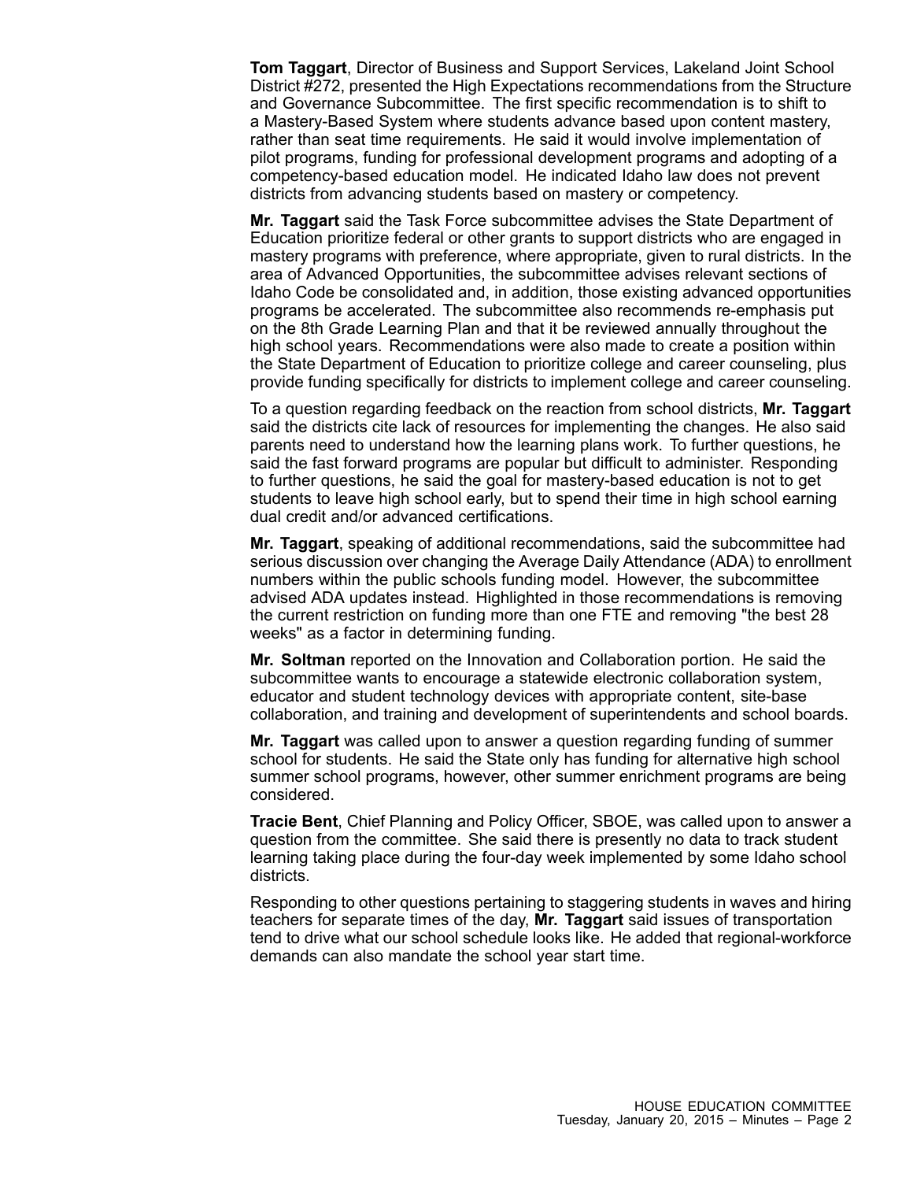**Tom Taggart**, Director of Business and Support Services, Lakeland Joint School District #272, presented the High Expectations recommendations from the Structure and Governance Subcommittee. The first specific recommendation is to shift to a Mastery-Based System where students advance based upon content mastery, rather than seat time requirements. He said it would involve implementation of pilot programs, funding for professional development programs and adopting of a competency-based education model. He indicated Idaho law does not prevent districts from advancing students based on mastery or competency.

**Mr. Taggart** said the Task Force subcommittee advises the State Department of Education prioritize federal or other grants to support districts who are engaged in mastery programs with preference, where appropriate, given to rural districts. In the area of Advanced Opportunities, the subcommittee advises relevant sections of Idaho Code be consolidated and, in addition, those existing advanced opportunities programs be accelerated. The subcommittee also recommends re-emphasis put on the 8th Grade Learning Plan and that it be reviewed annually throughout the high school years. Recommendations were also made to create a position within the State Department of Education to prioritize college and career counseling, plus provide funding specifically for districts to implement college and career counseling.

To a question regarding feedback on the reaction from school districts, **Mr. Taggart** said the districts cite lack of resources for implementing the changes. He also said parents need to understand how the learning plans work. To further questions, he said the fast forward programs are popular but difficult to administer. Responding to further questions, he said the goal for mastery-based education is not to get students to leave high school early, but to spend their time in high school earning dual credit and/or advanced certifications.

**Mr. Taggart**, speaking of additional recommendations, said the subcommittee had serious discussion over changing the Average Daily Attendance (ADA) to enrollment numbers within the public schools funding model. However, the subcommittee advised ADA updates instead. Highlighted in those recommendations is removing the current restriction on funding more than one FTE and removing "the best 28 weeks" as a factor in determining funding.

**Mr. Soltman** reported on the Innovation and Collaboration portion. He said the subcommittee wants to encourage a statewide electronic collaboration system, educator and student technology devices with appropriate content, site-base collaboration, and training and development of superintendents and school boards.

**Mr. Taggart** was called upon to answer a question regarding funding of summer school for students. He said the State only has funding for alternative high school summer school programs, however, other summer enrichment programs are being considered.

**Tracie Bent**, Chief Planning and Policy Officer, SBOE, was called upon to answer a question from the committee. She said there is presently no data to track student learning taking place during the four-day week implemented by some Idaho school districts.

Responding to other questions pertaining to staggering students in waves and hiring teachers for separate times of the day, **Mr. Taggart** said issues of transportation tend to drive what our school schedule looks like. He added that regional-workforce demands can also mandate the school year start time.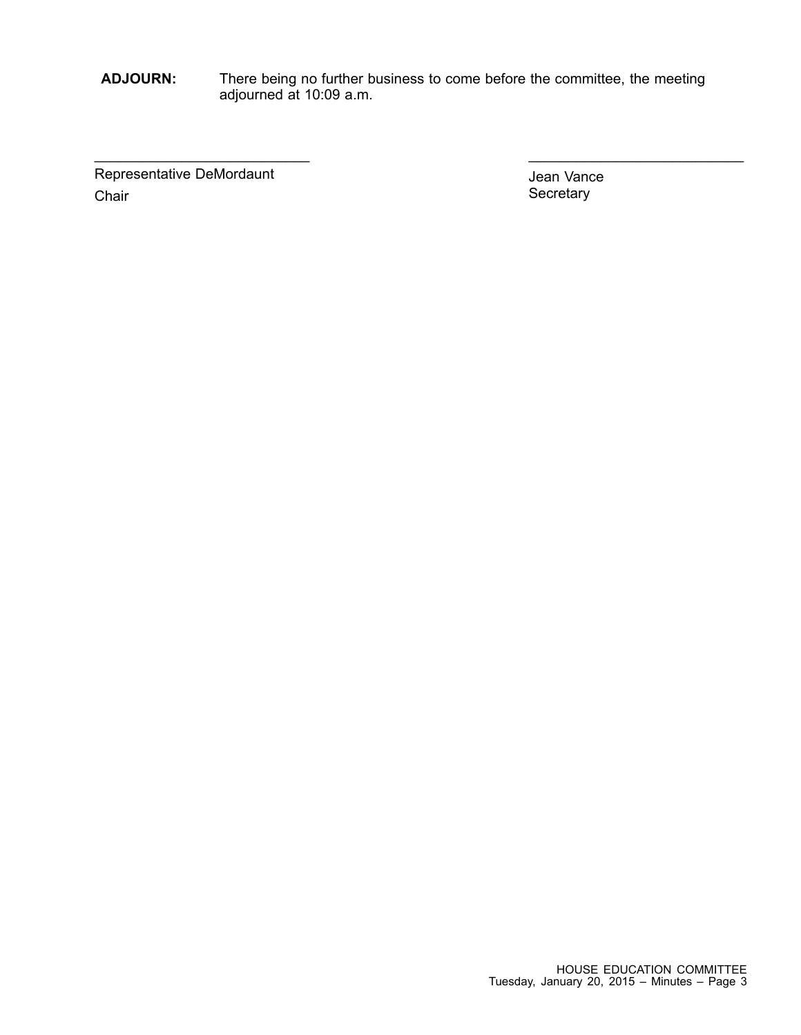**ADJOURN:** There being no further business to come before the committee, the meeting adjourned at 10:09 a.m.

| | |
|---|---|
| ___________________________ | ___________________________ |
| Representative DeMordaunt | Jean Vance |
| Chair | Secretary |